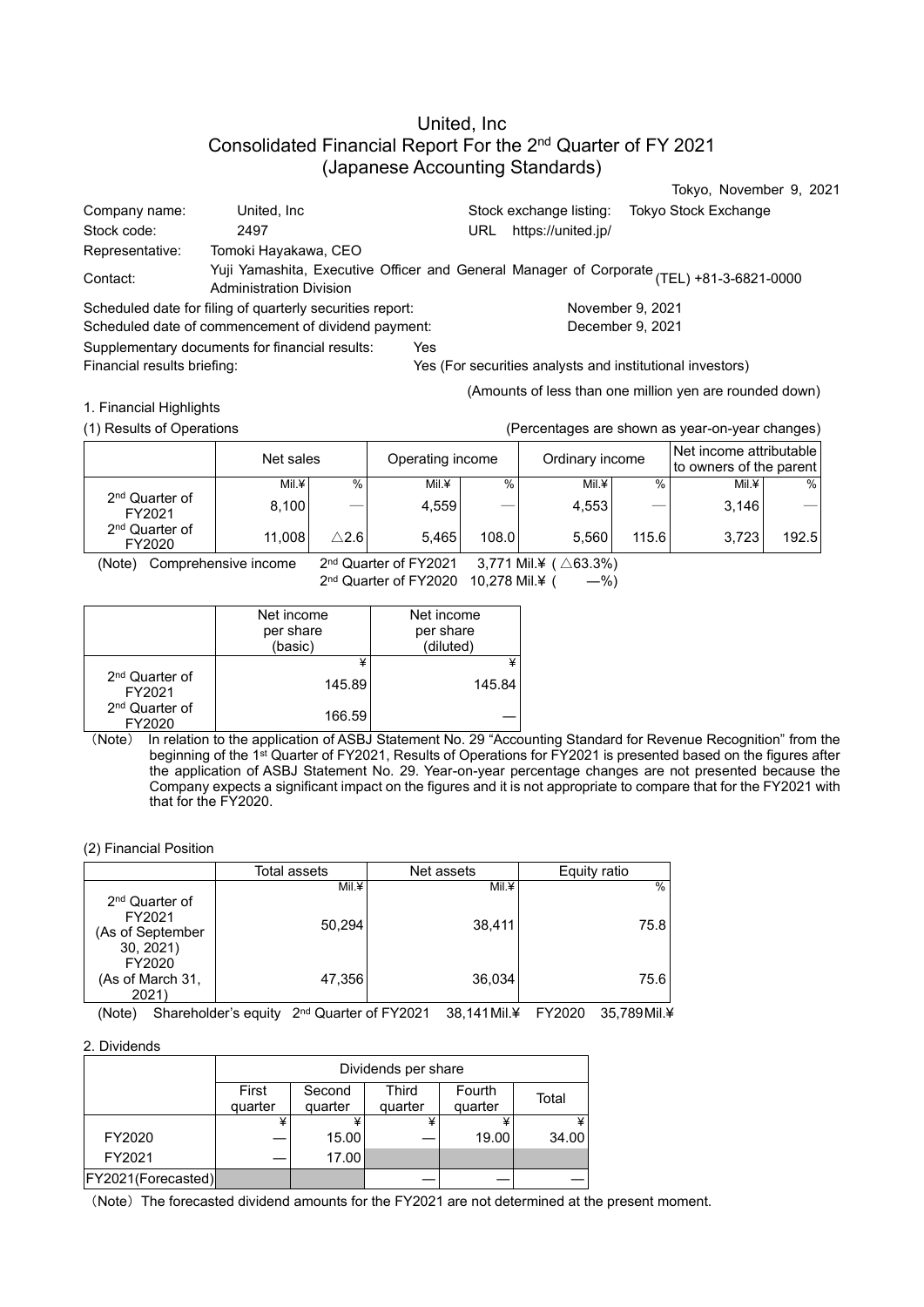# United, Inc
# Consolidated Financial Report For the 2nd Quarter of FY 2021
# (Japanese Accounting Standards)

Tokyo, November 9, 2021

| | | | |
|---|---|---|---|
| Company name: | United, Inc | Stock exchange listing: | Tokyo Stock Exchange |
| Stock code: | 2497 | URL | https://united.jp/ |
| Representative: | Tomoki Hayakawa, CEO | | |
| Contact: | Yuji Yamashita, Executive Officer and General Manager of Corporate Administration Division | | (TEL) +81-3-6821-0000 |

Scheduled date for filing of quarterly securities report: November 9, 2021
Scheduled date of commencement of dividend payment: December 9, 2021
Supplementary documents for financial results: Yes
Financial results briefing: Yes (For securities analysts and institutional investors)

(Amounts of less than one million yen are rounded down)

1. Financial Highlights

(1) Results of Operations

(Percentages are shown as year-on-year changes)

| | Net sales | | Operating income | | Ordinary income | | Net income attributable to owners of the parent | |
|---|---|---|---|---|---|---|---|---|
| | Mil.¥ | % | Mil.¥ | % | Mil.¥ | % | Mil.¥ | % |
| 2nd Quarter of FY2021 | 8,100 | ― | 4,559 | ― | 4,553 | ― | 3,146 | ― |
| 2nd Quarter of FY2020 | 11,008 | △2.6 | 5,465 | 108.0 | 5,560 | 115.6 | 3,723 | 192.5 |

(Note) Comprehensive income 2nd Quarter of FY2021 3,771 Mil.¥ ( △63.3%)
2nd Quarter of FY2020 10,278 Mil.¥ ( ―%)

| | Net income per share (basic) | Net income per share (diluted) |
|---|---|---|
| | ¥ | ¥ |
| 2nd Quarter of FY2021 | 145.89 | 145.84 |
| 2nd Quarter of FY2020 | 166.59 | ― |

(Note) In relation to the application of ASBJ Statement No. 29 "Accounting Standard for Revenue Recognition" from the beginning of the 1st Quarter of FY2021, Results of Operations for FY2021 is presented based on the figures after the application of ASBJ Statement No. 29. Year-on-year percentage changes are not presented because the Company expects a significant impact on the figures and it is not appropriate to compare that for the FY2021 with that for the FY2020.

(2) Financial Position

| | Total assets | Net assets | Equity ratio |
|---|---|---|---|
| | Mil.¥ | Mil.¥ | % |
| 2nd Quarter of FY2021 (As of September 30, 2021) | 50,294 | 38,411 | 75.8 |
| FY2020 (As of March 31, 2021) | 47,356 | 36,034 | 75.6 |

(Note) Shareholder's equity 2nd Quarter of FY2021 38,141Mil.¥ FY2020 35,789Mil.¥

2. Dividends

| | Dividends per share | | | | |
|---|---|---|---|---|---|
| | First quarter | Second quarter | Third quarter | Fourth quarter | Total |
| | ¥ | ¥ | ¥ | ¥ | ¥ |
| FY2020 | ― | 15.00 | ― | 19.00 | 34.00 |
| FY2021 | ― | 17.00 | | | |
| FY2021(Forecasted) | | | ― | ― | ― |

(Note) The forecasted dividend amounts for the FY2021 are not determined at the present moment.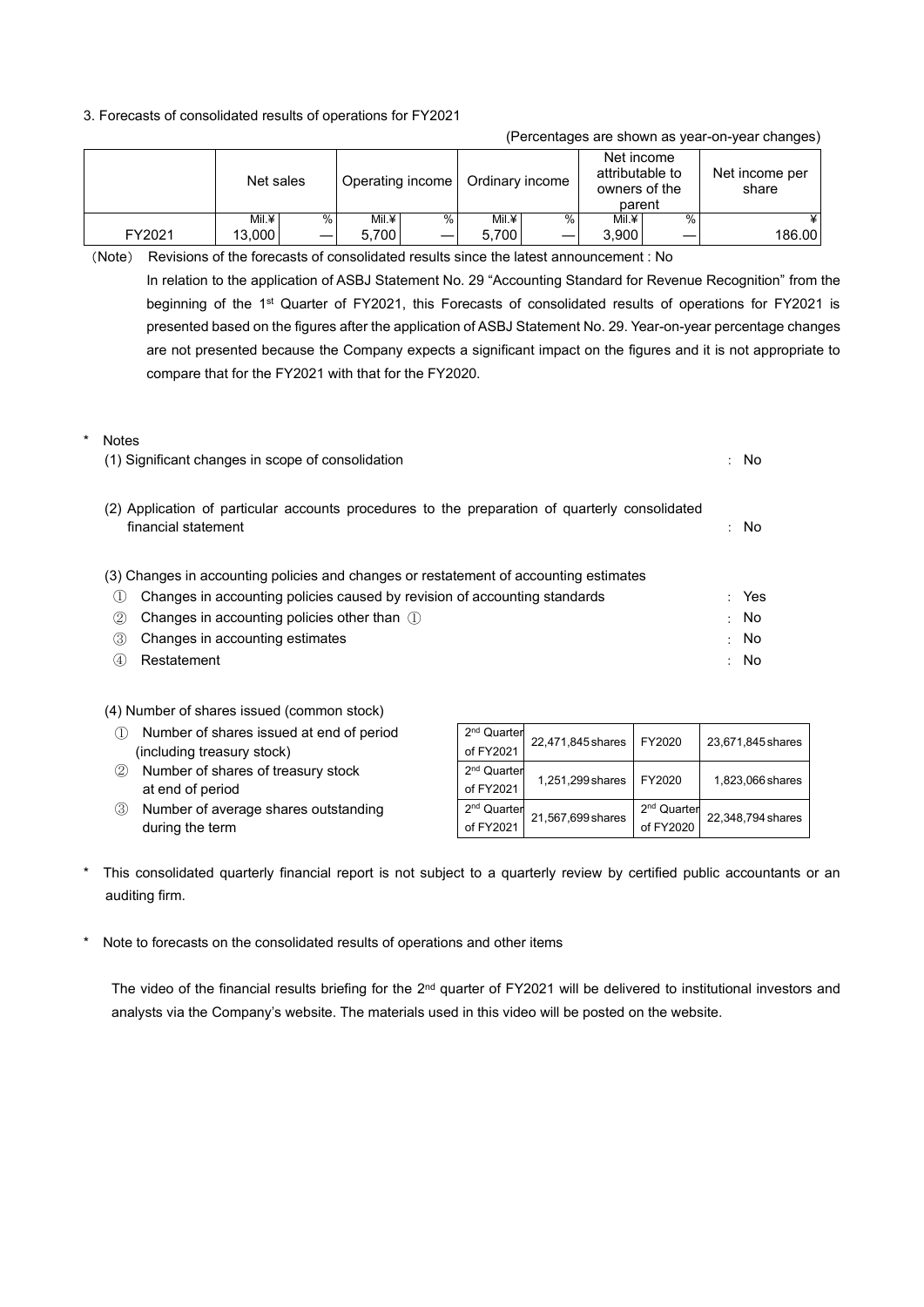3. Forecasts of consolidated results of operations for FY2021

(Percentages are shown as year-on-year changes)

| | Net sales | | Operating income | | Ordinary income | | Net income attributable to owners of the parent | | Net income per share |
|---|---|---|---|---|---|---|---|---|---|
| | Mil.¥ | % | Mil.¥ | % | Mil.¥ | % | Mil.¥ | % | ¥ |
| FY2021 | 13,000 | — | 5,700 | — | 5,700 | — | 3,900 | — | 186.00 |

（Note） Revisions of the forecasts of consolidated results since the latest announcement : No

In relation to the application of ASBJ Statement No. 29 "Accounting Standard for Revenue Recognition" from the beginning of the 1st Quarter of FY2021, this Forecasts of consolidated results of operations for FY2021 is presented based on the figures after the application of ASBJ Statement No. 29. Year-on-year percentage changes are not presented because the Company expects a significant impact on the figures and it is not appropriate to compare that for the FY2021 with that for the FY2020.

\* Notes

(1) Significant changes in scope of consolidation : No

(2) Application of particular accounts procedures to the preparation of quarterly consolidated financial statement : No

(3) Changes in accounting policies and changes or restatement of accounting estimates

① Changes in accounting policies caused by revision of accounting standards : Yes

② Changes in accounting policies other than ① : No

③ Changes in accounting estimates : No

④ Restatement : No

(4) Number of shares issued (common stock)

| | | | | |
|---|---|---|---|---|
| ① Number of shares issued at end of period (including treasury stock) | 2nd Quarter of FY2021 | 22,471,845 shares | FY2020 | 23,671,845 shares |
| ② Number of shares of treasury stock at end of period | 2nd Quarter of FY2021 | 1,251,299 shares | FY2020 | 1,823,066 shares |
| ③ Number of average shares outstanding during the term | 2nd Quarter of FY2021 | 21,567,699 shares | 2nd Quarter of FY2020 | 22,348,794 shares |

\* This consolidated quarterly financial report is not subject to a quarterly review by certified public accountants or an auditing firm.

\* Note to forecasts on the consolidated results of operations and other items

The video of the financial results briefing for the 2nd quarter of FY2021 will be delivered to institutional investors and analysts via the Company's website. The materials used in this video will be posted on the website.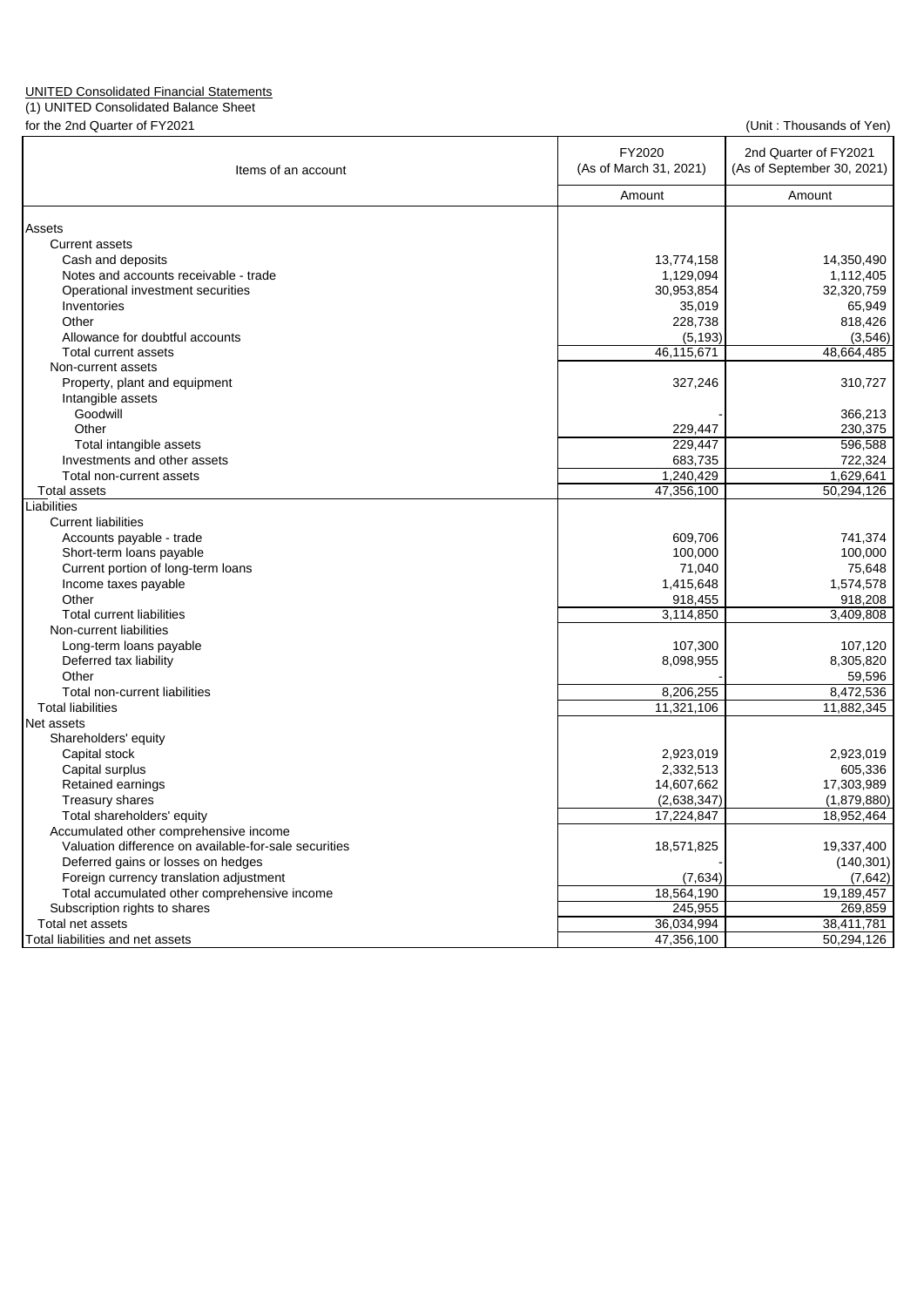UNITED Consolidated Financial Statements

(1) UNITED Consolidated Balance Sheet

for the 2nd Quarter of FY2021

(Unit : Thousands of Yen)

| Items of an account | FY2020 (As of March 31, 2021) | 2nd Quarter of FY2021 (As of September 30, 2021) |
|---|---|---|
| | Amount | Amount |
| Assets | | |
| Current assets | | |
| Cash and deposits | 13,774,158 | 14,350,490 |
| Notes and accounts receivable - trade | 1,129,094 | 1,112,405 |
| Operational investment securities | 30,953,854 | 32,320,759 |
| Inventories | 35,019 | 65,949 |
| Other | 228,738 | 818,426 |
| Allowance for doubtful accounts | (5,193) | (3,546) |
| Total current assets | 46,115,671 | 48,664,485 |
| Non-current assets | | |
| Property, plant and equipment | 327,246 | 310,727 |
| Intangible assets | | |
| Goodwill | - | 366,213 |
| Other | 229,447 | 230,375 |
| Total intangible assets | 229,447 | 596,588 |
| Investments and other assets | 683,735 | 722,324 |
| Total non-current assets | 1,240,429 | 1,629,641 |
| Total assets | 47,356,100 | 50,294,126 |
| Liabilities | | |
| Current liabilities | | |
| Accounts payable - trade | 609,706 | 741,374 |
| Short-term loans payable | 100,000 | 100,000 |
| Current portion of long-term loans | 71,040 | 75,648 |
| Income taxes payable | 1,415,648 | 1,574,578 |
| Other | 918,455 | 918,208 |
| Total current liabilities | 3,114,850 | 3,409,808 |
| Non-current liabilities | | |
| Long-term loans payable | 107,300 | 107,120 |
| Deferred tax liability | 8,098,955 | 8,305,820 |
| Other | - | 59,596 |
| Total non-current liabilities | 8,206,255 | 8,472,536 |
| Total liabilities | 11,321,106 | 11,882,345 |
| Net assets | | |
| Shareholders' equity | | |
| Capital stock | 2,923,019 | 2,923,019 |
| Capital surplus | 2,332,513 | 605,336 |
| Retained earnings | 14,607,662 | 17,303,989 |
| Treasury shares | (2,638,347) | (1,879,880) |
| Total shareholders' equity | 17,224,847 | 18,952,464 |
| Accumulated other comprehensive income | | |
| Valuation difference on available-for-sale securities | 18,571,825 | 19,337,400 |
| Deferred gains or losses on hedges | - | (140,301) |
| Foreign currency translation adjustment | (7,634) | (7,642) |
| Total accumulated other comprehensive income | 18,564,190 | 19,189,457 |
| Subscription rights to shares | 245,955 | 269,859 |
| Total net assets | 36,034,994 | 38,411,781 |
| Total liabilities and net assets | 47,356,100 | 50,294,126 |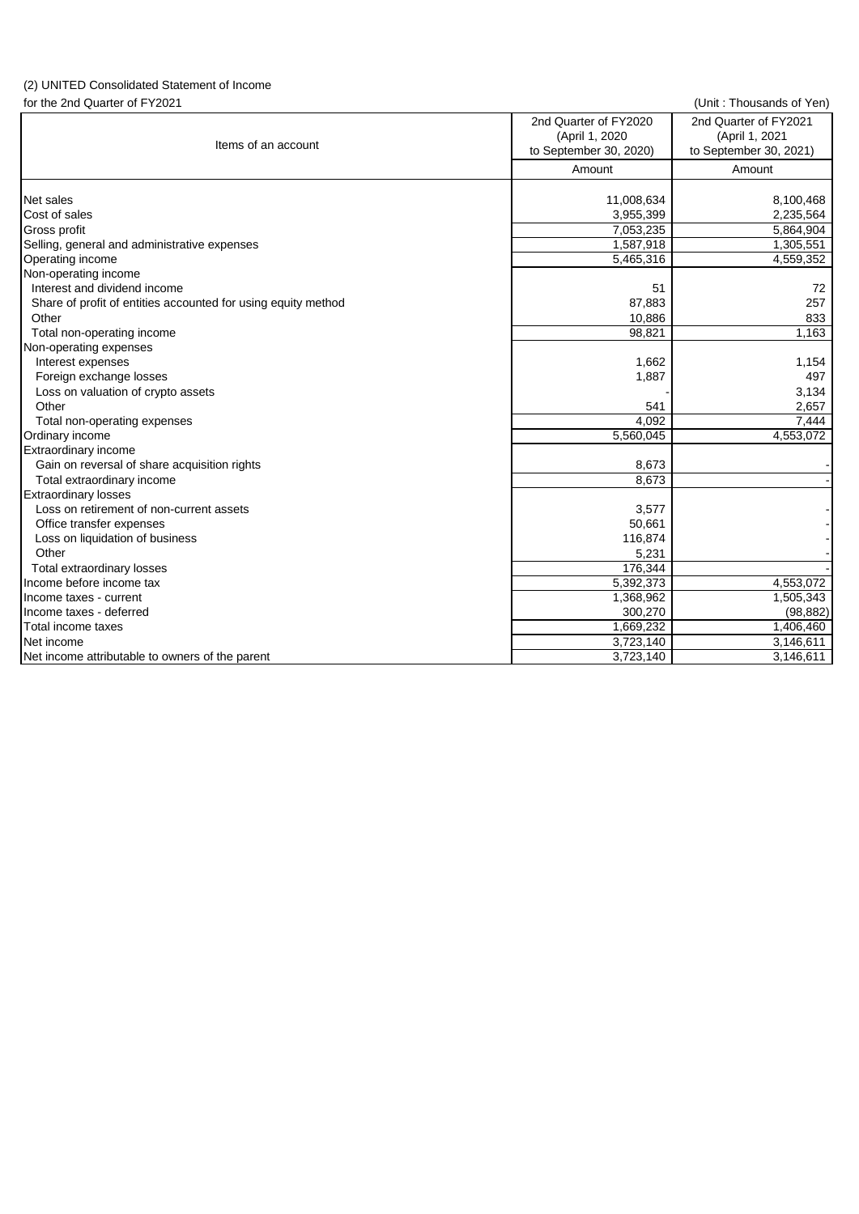(2) UNITED Consolidated Statement of Income

for the 2nd Quarter of FY2021

(Unit : Thousands of Yen)

| Items of an account | 2nd Quarter of FY2020 (April 1, 2020 to September 30, 2020) | 2nd Quarter of FY2021 (April 1, 2021 to September 30, 2021) |
|---|---|---|
| | Amount | Amount |
| Net sales | 11,008,634 | 8,100,468 |
| Cost of sales | 3,955,399 | 2,235,564 |
| Gross profit | 7,053,235 | 5,864,904 |
| Selling, general and administrative expenses | 1,587,918 | 1,305,551 |
| Operating income | 5,465,316 | 4,559,352 |
| Non-operating income | | |
| Interest and dividend income | 51 | 72 |
| Share of profit of entities accounted for using equity method | 87,883 | 257 |
| Other | 10,886 | 833 |
| Total non-operating income | 98,821 | 1,163 |
| Non-operating expenses | | |
| Interest expenses | 1,662 | 1,154 |
| Foreign exchange losses | 1,887 | 497 |
| Loss on valuation of crypto assets | - | 3,134 |
| Other | 541 | 2,657 |
| Total non-operating expenses | 4,092 | 7,444 |
| Ordinary income | 5,560,045 | 4,553,072 |
| Extraordinary income | | |
| Gain on reversal of share acquisition rights | 8,673 | - |
| Total extraordinary income | 8,673 | - |
| Extraordinary losses | | |
| Loss on retirement of non-current assets | 3,577 | - |
| Office transfer expenses | 50,661 | - |
| Loss on liquidation of business | 116,874 | - |
| Other | 5,231 | - |
| Total extraordinary losses | 176,344 | - |
| Income before income tax | 5,392,373 | 4,553,072 |
| Income taxes - current | 1,368,962 | 1,505,343 |
| Income taxes - deferred | 300,270 | (98,882) |
| Total income taxes | 1,669,232 | 1,406,460 |
| Net income | 3,723,140 | 3,146,611 |
| Net income attributable to owners of the parent | 3,723,140 | 3,146,611 |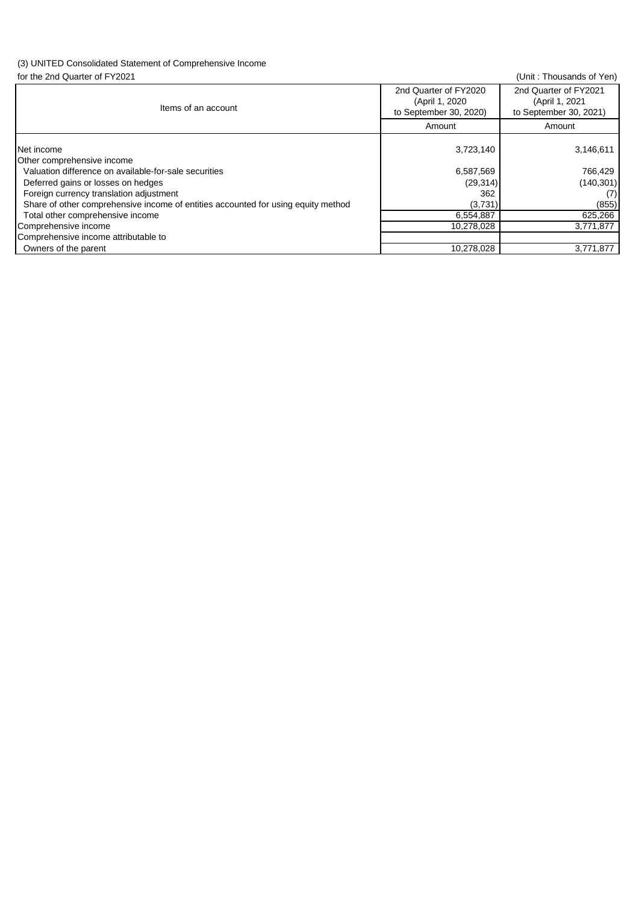(3) UNITED Consolidated Statement of Comprehensive Income

for the 2nd Quarter of FY2021

(Unit : Thousands of Yen)

| Items of an account | 2nd Quarter of FY2020 (April 1, 2020 to September 30, 2020) | 2nd Quarter of FY2021 (April 1, 2021 to September 30, 2021) |
|---|---|---|
| | Amount | Amount |
| Net income | 3,723,140 | 3,146,611 |
| Other comprehensive income | | |
| Valuation difference on available-for-sale securities | 6,587,569 | 766,429 |
| Deferred gains or losses on hedges | (29,314) | (140,301) |
| Foreign currency translation adjustment | 362 | (7) |
| Share of other comprehensive income of entities accounted for using equity method | (3,731) | (855) |
| Total other comprehensive income | 6,554,887 | 625,266 |
| Comprehensive income | 10,278,028 | 3,771,877 |
| Comprehensive income attributable to | | |
| Owners of the parent | 10,278,028 | 3,771,877 |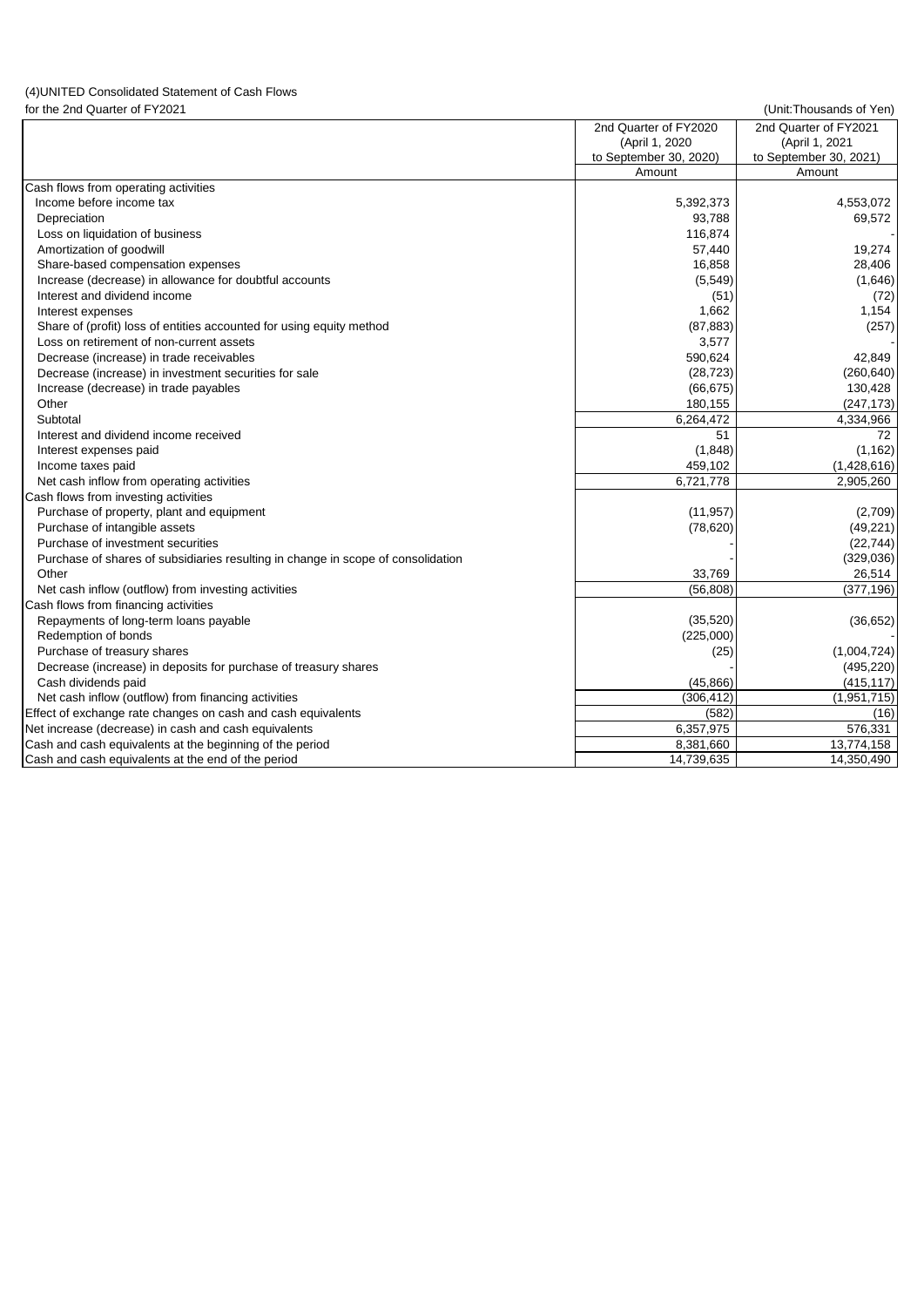(4)UNITED Consolidated Statement of Cash Flows

for the 2nd Quarter of FY2021

(Unit:Thousands of Yen)

| | 2nd Quarter of FY2020 (April 1, 2020 to September 30, 2020) | 2nd Quarter of FY2021 (April 1, 2021 to September 30, 2021) |
|---|---|---|
| | Amount | Amount |
| Cash flows from operating activities | | |
| Income before income tax | 5,392,373 | 4,553,072 |
| Depreciation | 93,788 | 69,572 |
| Loss on liquidation of business | 116,874 | - |
| Amortization of goodwill | 57,440 | 19,274 |
| Share-based compensation expenses | 16,858 | 28,406 |
| Increase (decrease) in allowance for doubtful accounts | (5,549) | (1,646) |
| Interest and dividend income | (51) | (72) |
| Interest expenses | 1,662 | 1,154 |
| Share of (profit) loss of entities accounted for using equity method | (87,883) | (257) |
| Loss on retirement of non-current assets | 3,577 | - |
| Decrease (increase) in trade receivables | 590,624 | 42,849 |
| Decrease (increase) in investment securities for sale | (28,723) | (260,640) |
| Increase (decrease) in trade payables | (66,675) | 130,428 |
| Other | 180,155 | (247,173) |
| Subtotal | 6,264,472 | 4,334,966 |
| Interest and dividend income received | 51 | 72 |
| Interest expenses paid | (1,848) | (1,162) |
| Income taxes paid | 459,102 | (1,428,616) |
| Net cash inflow from operating activities | 6,721,778 | 2,905,260 |
| Cash flows from investing activities | | |
| Purchase of property, plant and equipment | (11,957) | (2,709) |
| Purchase of intangible assets | (78,620) | (49,221) |
| Purchase of investment securities | - | (22,744) |
| Purchase of shares of subsidiaries resulting in change in scope of consolidation | - | (329,036) |
| Other | 33,769 | 26,514 |
| Net cash inflow (outflow) from investing activities | (56,808) | (377,196) |
| Cash flows from financing activities | | |
| Repayments of long-term loans payable | (35,520) | (36,652) |
| Redemption of bonds | (225,000) | - |
| Purchase of treasury shares | (25) | (1,004,724) |
| Decrease (increase) in deposits for purchase of treasury shares | - | (495,220) |
| Cash dividends paid | (45,866) | (415,117) |
| Net cash inflow (outflow) from financing activities | (306,412) | (1,951,715) |
| Effect of exchange rate changes on cash and cash equivalents | (582) | (16) |
| Net increase (decrease) in cash and cash equivalents | 6,357,975 | 576,331 |
| Cash and cash equivalents at the beginning of the period | 8,381,660 | 13,774,158 |
| Cash and cash equivalents at the end of the period | 14,739,635 | 14,350,490 |